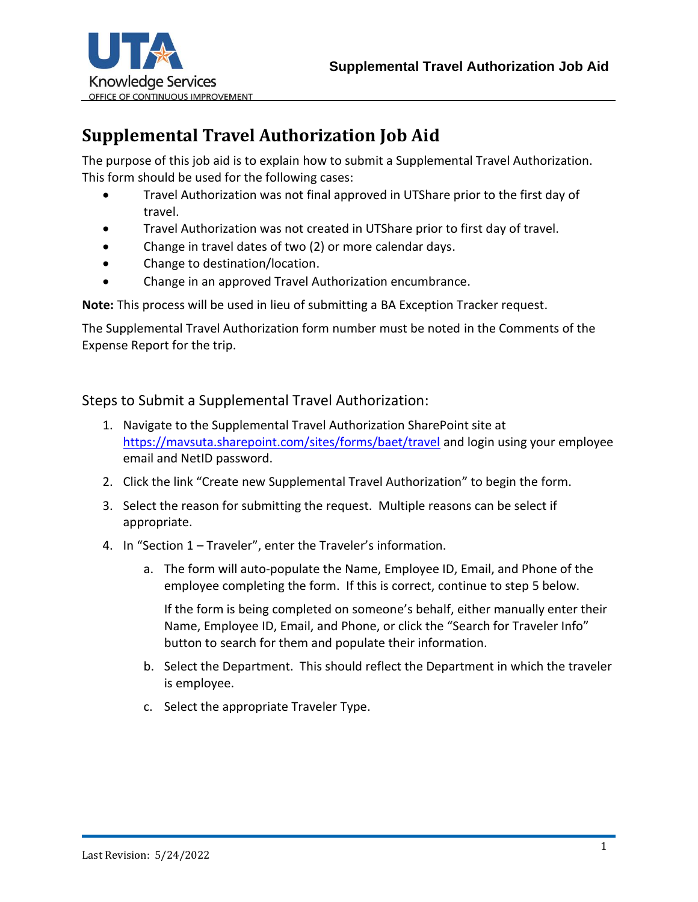# Supplemental Travel Authorization Job Aid

The purpose of this job aid is to explain how to submit a Supplemental Travel Authorization. This form should be used for the following cases:

- Travel Authorization was not final approved in UTShare prior to the first day of travel.
- Travel Authorization was not created in UTShare prior to first day of travel.
- Change in travel dates of two (2) or more calendar days.
- Change to destination/location.
- Change in an approved Travel Authorization encumbrance.

**Note:** This process will be used in lieu of submitting a BA Exception Tracker request.

The Supplemental Travel Authorization form number must be noted in the Comments of the Expense Report for the trip.

## Steps to Submit a Supplemental Travel Authorization:

1. Navigate to the Supplemental Travel Authorization SharePoint site at [https://mavsuta.sharepoint.com/sites/forms/baet/travel](https://mavsuta.sharepoint.com/sites/forms/baet/travel) and login using your employee email and NetID password.
2. Click the link "Create new Supplemental Travel Authorization" to begin the form.
3. Select the reason for submitting the request. Multiple reasons can be select if appropriate.
4. In "Section 1 – Traveler", enter the Traveler's information.
    a. The form will auto-populate the Name, Employee ID, Email, and Phone of the employee completing the form. If this is correct, continue to step 5 below.

       If the form is being completed on someone's behalf, either manually enter their Name, Employee ID, Email, and Phone, or click the "Search for Traveler Info" button to search for them and populate their information.

    b. Select the Department. This should reflect the Department in which the traveler is employee.
    c. Select the appropriate Traveler Type.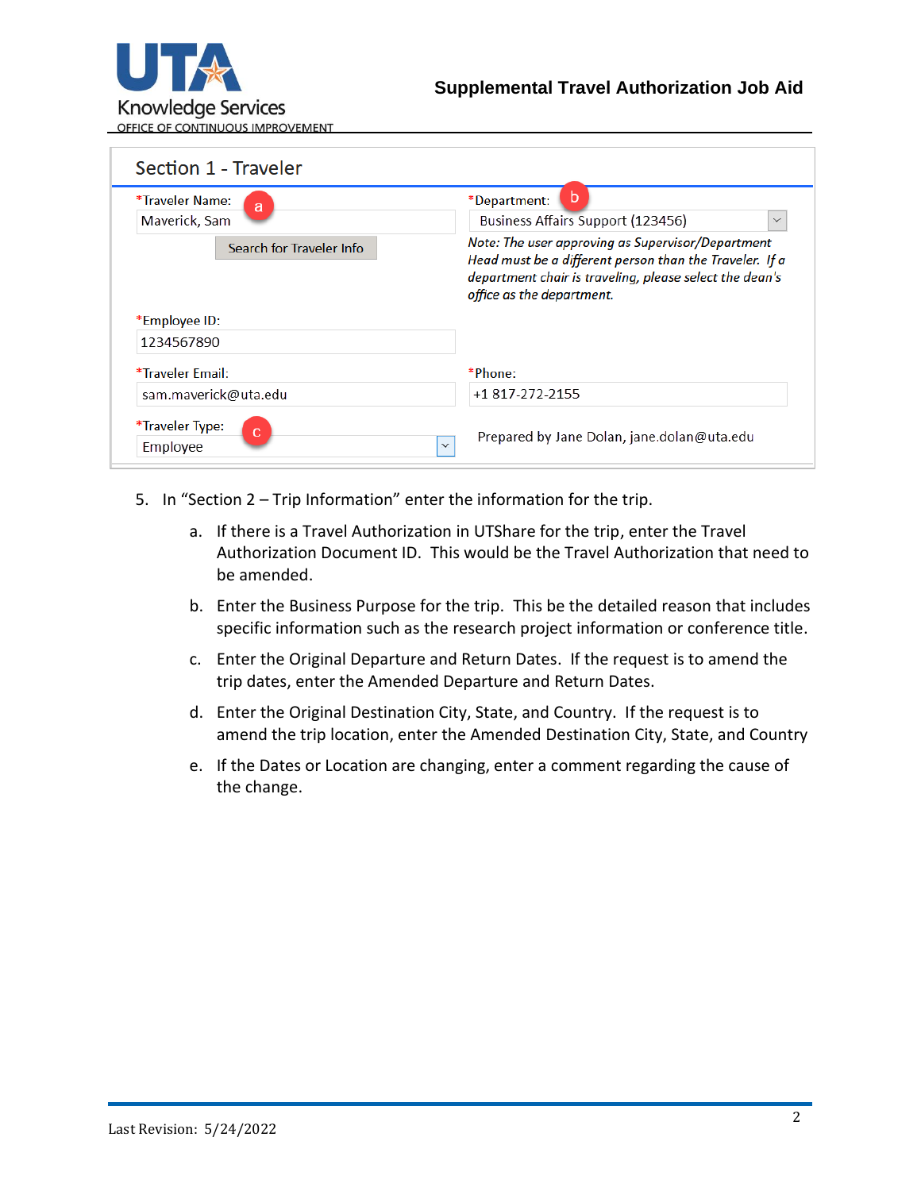## Section 1 - Traveler

*Traveler Name: (a)
Maverick, Sam
Search for Traveler Info

*Department: (b)
Business Affairs Support (123456)

*Note: The user approving as Supervisor/Department Head must be a different person than the Traveler. If a department chair is traveling, please select the dean's office as the department.*

*Employee ID:
1234567890

*Traveler Email:
sam.maverick@uta.edu

*Phone:
+1 817-272-2155

*Traveler Type: (c)
Employee

Prepared by Jane Dolan, jane.dolan@uta.edu

5. In "Section 2 – Trip Information" enter the information for the trip.
   a. If there is a Travel Authorization in UTShare for the trip, enter the Travel Authorization Document ID. This would be the Travel Authorization that need to be amended.
   b. Enter the Business Purpose for the trip. This be the detailed reason that includes specific information such as the research project information or conference title.
   c. Enter the Original Departure and Return Dates. If the request is to amend the trip dates, enter the Amended Departure and Return Dates.
   d. Enter the Original Destination City, State, and Country. If the request is to amend the trip location, enter the Amended Destination City, State, and Country
   e. If the Dates or Location are changing, enter a comment regarding the cause of the change.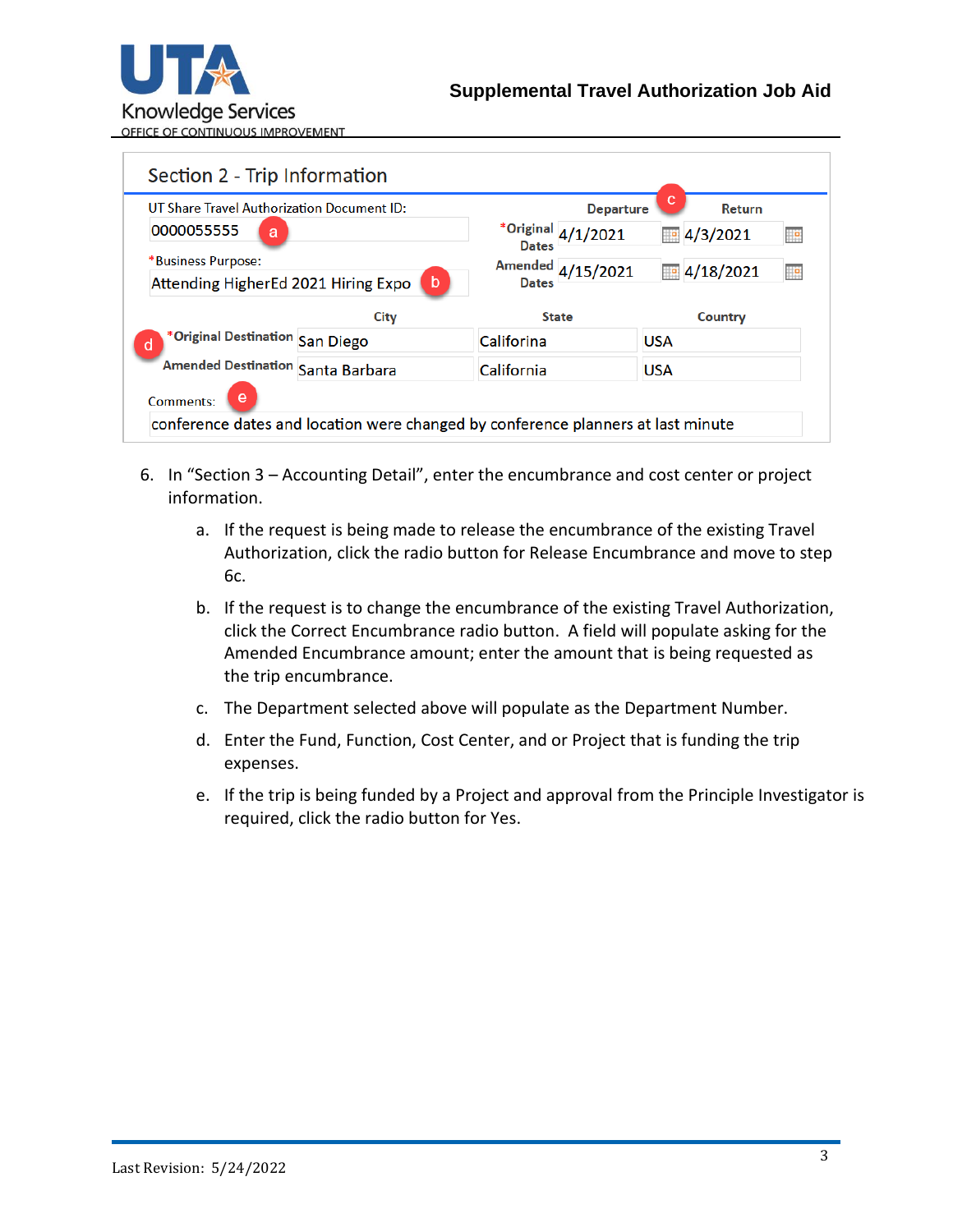## Section 2 - Trip Information

UT Share Travel Authorization Document ID: 0000055555 (a)

*Business Purpose: Attending HigherEd 2021 Hiring Expo (b)

| | Departure | Return |
|---|---|---|
| *Original Dates | 4/1/2021 | 4/3/2021 |
| Amended Dates | 4/15/2021 | 4/18/2021 |

(c)

| (d) | City | State | Country |
|---|---|---|---|
| *Original Destination | San Diego | Califorina | USA |
| Amended Destination | Santa Barbara | California | USA |

Comments: (e) conference dates and location were changed by conference planners at last minute

6. In "Section 3 – Accounting Detail", enter the encumbrance and cost center or project information.

   a. If the request is being made to release the encumbrance of the existing Travel Authorization, click the radio button for Release Encumbrance and move to step 6c.

   b. If the request is to change the encumbrance of the existing Travel Authorization, click the Correct Encumbrance radio button. A field will populate asking for the Amended Encumbrance amount; enter the amount that is being requested as the trip encumbrance.

   c. The Department selected above will populate as the Department Number.

   d. Enter the Fund, Function, Cost Center, and or Project that is funding the trip expenses.

   e. If the trip is being funded by a Project and approval from the Principle Investigator is required, click the radio button for Yes.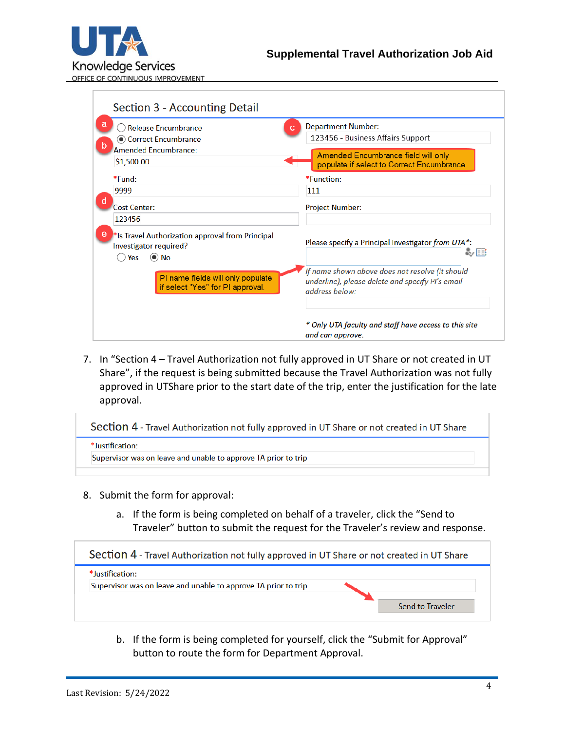## Section 3 - Accounting Detail

a) ○ Release Encumbrance
◉ Correct Encumbrance

b) Amended Encumbrance:
$1,500.00

Amended Encumbrance field will only populate if select to Correct Encumbrance

c) Department Number:
123456 - Business Affairs Support

*Fund:
9999

*Function:
111

d) Cost Center:
123456

Project Number:

e) *Is Travel Authorization approval from Principal Investigator required?
○ Yes ◉ No

PI name fields will only populate if select "Yes" for PI approval.

Please specify a Principal Investigator *from UTA**:

*If name shown above does not resolve (it should underline), please delete and specify PI's email address below:*

*\* Only UTA faculty and staff have access to this site and can approve.*

7. In "Section 4 – Travel Authorization not fully approved in UT Share or not created in UT Share", if the request is being submitted because the Travel Authorization was not fully approved in UTShare prior to the start date of the trip, enter the justification for the late approval.

## Section 4 - Travel Authorization not fully approved in UT Share or not created in UT Share

*Justification:
Supervisor was on leave and unable to approve TA prior to trip

8. Submit the form for approval:

   a. If the form is being completed on behalf of a traveler, click the "Send to Traveler" button to submit the request for the Traveler's review and response.

## Section 4 - Travel Authorization not fully approved in UT Share or not created in UT Share

*Justification:
Supervisor was on leave and unable to approve TA prior to trip

Send to Traveler

   b. If the form is being completed for yourself, click the "Submit for Approval" button to route the form for Department Approval.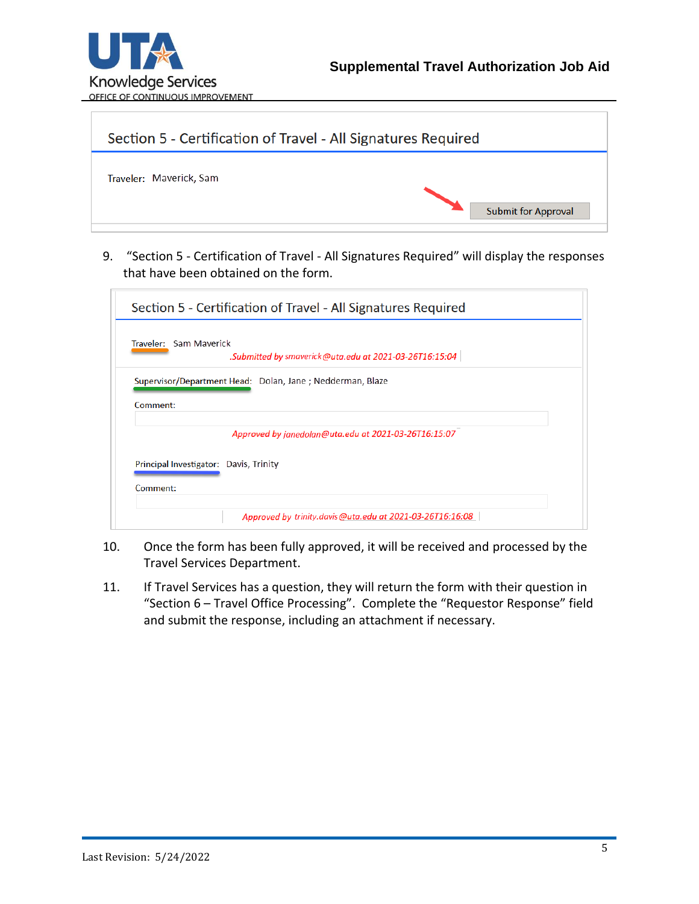Section 5 - Certification of Travel - All Signatures Required

Traveler: Maverick, Sam

Submit for Approval

9. "Section 5 - Certification of Travel - All Signatures Required" will display the responses that have been obtained on the form.

Section 5 - Certification of Travel - All Signatures Required

Traveler: Sam Maverick

*.Submitted by smaverick@uta.edu at 2021-03-26T16:15:04*

Supervisor/Department Head: Dolan, Jane ; Nedderman, Blaze

Comment:

*Approved by janedolan@uta.edu at 2021-03-26T16:15:07*

Principal Investigator: Davis, Trinity

Comment:

*Approved by trinity.davis@uta.edu at 2021-03-26T16:16:08*

10. Once the form has been fully approved, it will be received and processed by the Travel Services Department.

11. If Travel Services has a question, they will return the form with their question in "Section 6 – Travel Office Processing". Complete the "Requestor Response" field and submit the response, including an attachment if necessary.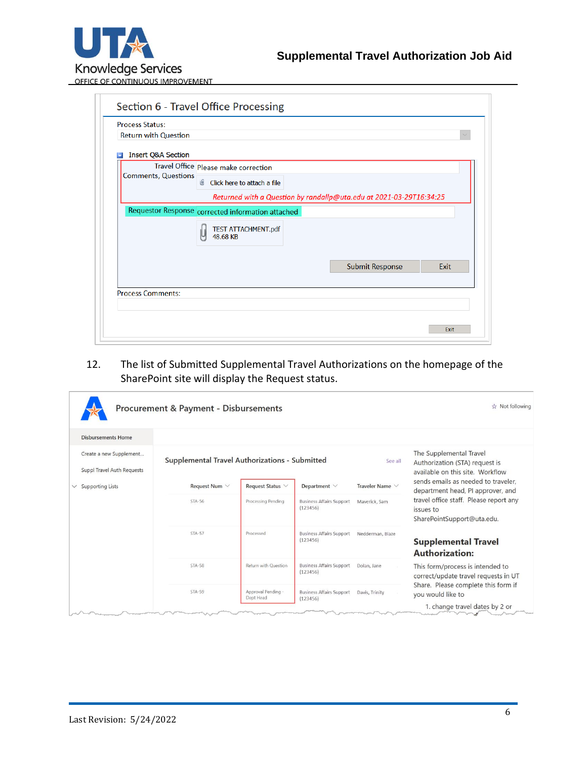Section 6 - Travel Office Processing

Process Status:

Return with Question

Insert Q&A Section

Travel Office Comments, Questions: Please make correction

Click here to attach a file

*Returned with a Question by randallp@uta.edu at 2021-03-29T16:34:25*

Requestor Response: corrected information attached

TEST ATTACHMENT.pdf
48.68 KB

Submit Response | Exit

Process Comments:

Exit

12. The list of Submitted Supplemental Travel Authorizations on the homepage of the SharePoint site will display the Request status.

Procurement & Payment - Disbursements

Not following

Disbursements Home

Create a new Supplement...

Suppl Travel Auth Requests

Supporting Lists

Supplemental Travel Authorizations - Submitted

See all

| Request Num | Request Status | Department | Traveler Name |
|---|---|---|---|
| STA-56 | Processing Pending | Business Affairs Support (123456) | Maverick, Sam |
| STA-57 | Processed | Business Affairs Support (123456) | Nedderman, Blaze |
| STA-58 | Return with Question | Business Affairs Support (123456) | Dolan, Jane |
| STA-59 | Approval Pending - Dept Head | Business Affairs Support (123456) | Davis, Trinity |

The Supplemental Travel Authorization (STA) request is available on this site. Workflow sends emails as needed to traveler, department head, PI approver, and travel office staff. Please report any issues to SharePointSupport@uta.edu.

**Supplemental Travel Authorization:**

This form/process is intended to correct/update travel requests in UT Share. Please complete this form if you would like to

1. change travel dates by 2 or

Last Revision: 5/24/2022